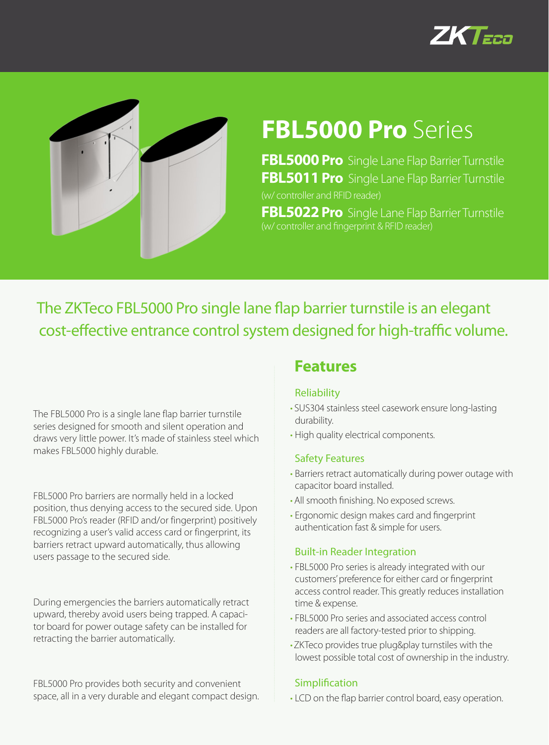# FBL5000 Pro Series

**FBL5000 Pro** Single Lane Flap Barrier Turnstile

**FBL5011 Pro** Single Lane Flap Barrier Turnstile
(w/ controller and RFID reader)

**FBL5022 Pro** Single Lane Flap Barrier Turnstile
(w/ controller and fingerprint & RFID reader)

## The ZKTeco FBL5000 Pro single lane flap barrier turnstile is an elegant cost-effective entrance control system designed for high-traffic volume.

The FBL5000 Pro is a single lane flap barrier turnstile series designed for smooth and silent operation and draws very little power. It's made of stainless steel which makes FBL5000 highly durable.

FBL5000 Pro barriers are normally held in a locked position, thus denying access to the secured side. Upon FBL5000 Pro's reader (RFID and/or fingerprint) positively recognizing a user's valid access card or fingerprint, its barriers retract upward automatically, thus allowing users passage to the secured side.

During emergencies the barriers automatically retract upward, thereby avoid users being trapped. A capacitor board for power outage safety can be installed for retracting the barrier automatically.

FBL5000 Pro provides both security and convenient space, all in a very durable and elegant compact design.

## Features

### Reliability

- SUS304 stainless steel casework ensure long-lasting durability.
- High quality electrical components.

### Safety Features

- Barriers retract automatically during power outage with capacitor board installed.
- All smooth finishing. No exposed screws.
- Ergonomic design makes card and fingerprint authentication fast & simple for users.

### Built-in Reader Integration

- FBL5000 Pro series is already integrated with our customers' preference for either card or fingerprint access control reader. This greatly reduces installation time & expense.
- FBL5000 Pro series and associated access control readers are all factory-tested prior to shipping.
- ZKTeco provides true plug&play turnstiles with the lowest possible total cost of ownership in the industry.

### Simplification

- LCD on the flap barrier control board, easy operation.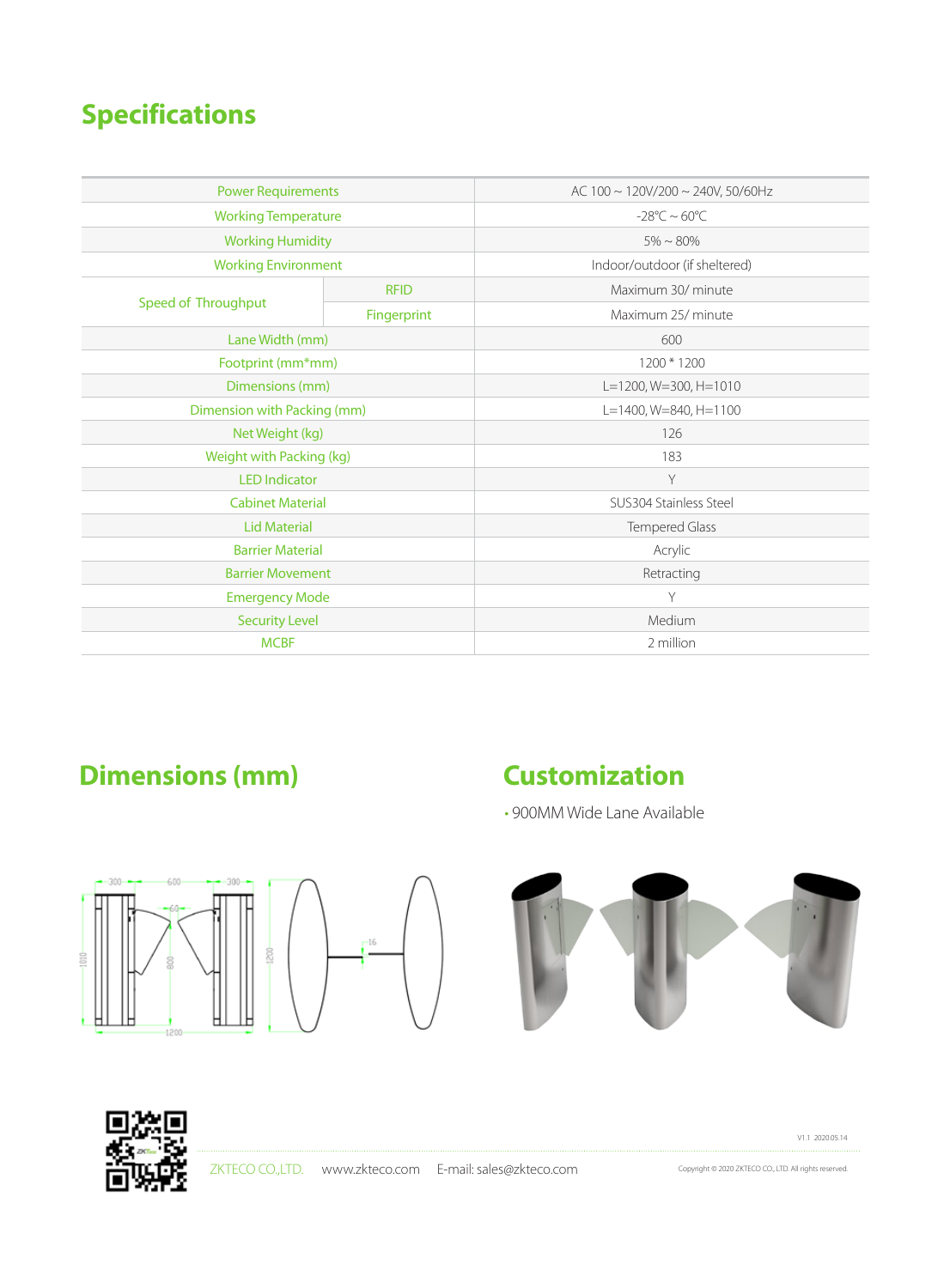## Specifications

| | | |
|---|---|---|
| Power Requirements | | AC 100 ~ 120V/200 ~ 240V, 50/60Hz |
| Working Temperature | | -28℃ ~ 60℃ |
| Working Humidity | | 5% ~ 80% |
| Working Environment | | Indoor/outdoor (if sheltered) |
| Speed of Throughput | RFID | Maximum 30/ minute |
| | Fingerprint | Maximum 25/ minute |
| Lane Width (mm) | | 600 |
| Footprint (mm*mm) | | 1200 * 1200 |
| Dimensions (mm) | | L=1200, W=300, H=1010 |
| Dimension with Packing (mm) | | L=1400, W=840, H=1100 |
| Net Weight (kg) | | 126 |
| Weight with Packing (kg) | | 183 |
| LED Indicator | | Y |
| Cabinet Material | | SUS304 Stainless Steel |
| Lid Material | | Tempered Glass |
| Barrier Material | | Acrylic |
| Barrier Movement | | Retracting |
| Emergency Mode | | Y |
| Security Level | | Medium |
| MCBF | | 2 million |

## Dimensions (mm)

300
600
300
60
1010
800
1200
1200
16

## Customization

- 900MM Wide Lane Available

V1.1 2020.05.14

ZKTECO CO.,LTD. www.zkteco.com E-mail: sales@zkteco.com

Copyright © 2020 ZKTECO CO., LTD. All rights reserved.